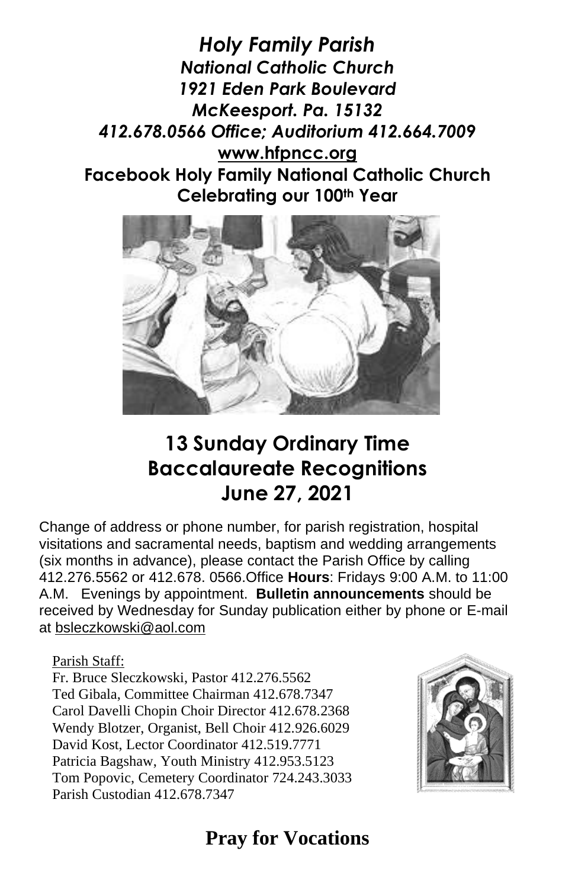# *Holy Family Parish*

***National Catholic Church***
***1921 Eden Park Boulevard***
***McKeesport. Pa. 15132***
***412.678.0566 Office; Auditorium 412.664.7009***
**www.hfpncc.org**
**Facebook Holy Family National Catholic Church**
**Celebrating our 100th Year**

## 13 Sunday Ordinary Time
## Baccalaureate Recognitions
## June 27, 2021

Change of address or phone number, for parish registration, hospital visitations and sacramental needs, baptism and wedding arrangements (six months in advance), please contact the Parish Office by calling 412.276.5562 or 412.678. 0566.Office **Hours**: Fridays 9:00 A.M. to 11:00 A.M. Evenings by appointment. **Bulletin announcements** should be received by Wednesday for Sunday publication either by phone or E-mail at bsleczkowski@aol.com

Parish Staff:
Fr. Bruce Sleczkowski, Pastor 412.276.5562
Ted Gibala, Committee Chairman 412.678.7347
Carol Davelli Chopin Choir Director 412.678.2368
Wendy Blotzer, Organist, Bell Choir 412.926.6029
David Kost, Lector Coordinator 412.519.7771
Patricia Bagshaw, Youth Ministry 412.953.5123
Tom Popovic, Cemetery Coordinator 724.243.3033
Parish Custodian 412.678.7347

## Pray for Vocations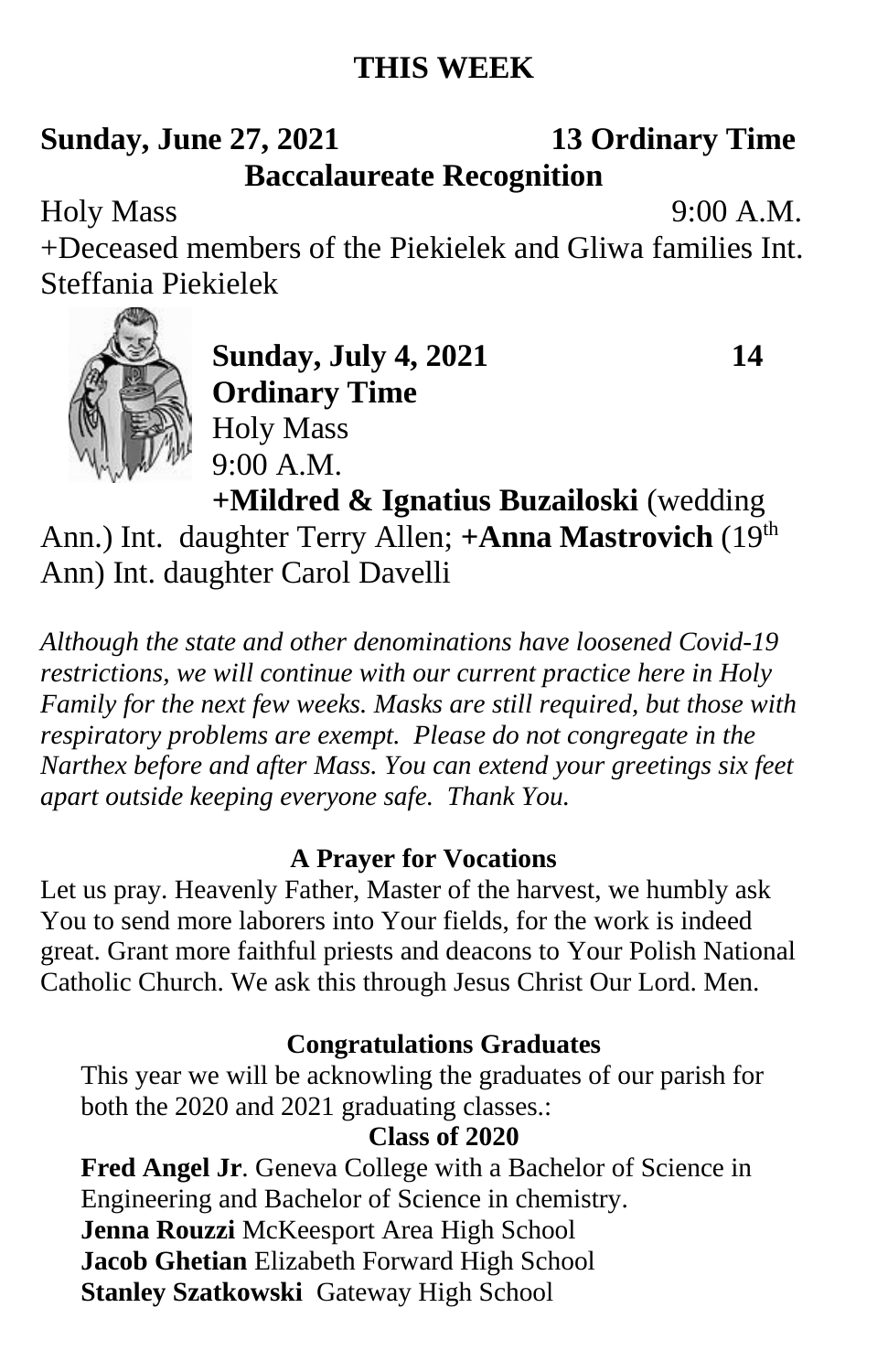# THIS WEEK

**Sunday, June 27, 2021 13 Ordinary Time**

**Baccalaureate Recognition**

Holy Mass 9:00 A.M.

+Deceased members of the Piekielek and Gliwa families Int. Steffania Piekielek

**Sunday, July 4, 2021 14 Ordinary Time**

Holy Mass 9:00 A.M.

**+Mildred & Ignatius Buzailoski** (wedding Ann.) Int. daughter Terry Allen; **+Anna Mastrovich** (19th Ann) Int. daughter Carol Davelli

*Although the state and other denominations have loosened Covid-19 restrictions, we will continue with our current practice here in Holy Family for the next few weeks. Masks are still required, but those with respiratory problems are exempt. Please do not congregate in the Narthex before and after Mass. You can extend your greetings six feet apart outside keeping everyone safe. Thank You.*

**A Prayer for Vocations**

Let us pray. Heavenly Father, Master of the harvest, we humbly ask You to send more laborers into Your fields, for the work is indeed great. Grant more faithful priests and deacons to Your Polish National Catholic Church. We ask this through Jesus Christ Our Lord. Men.

**Congratulations Graduates**

This year we will be acknowling the graduates of our parish for both the 2020 and 2021 graduating classes.:

**Class of 2020**

**Fred Angel Jr**. Geneva College with a Bachelor of Science in Engineering and Bachelor of Science in chemistry.
**Jenna Rouzzi** McKeesport Area High School
**Jacob Ghetian** Elizabeth Forward High School
**Stanley Szatkowski** Gateway High School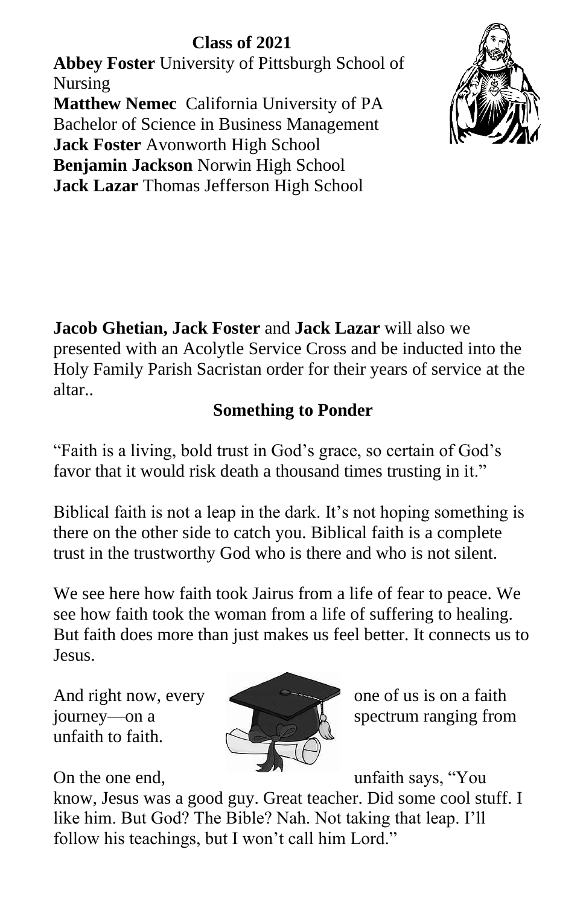**Class of 2021**

**Abbey Foster** University of Pittsburgh School of Nursing
**Matthew Nemec** California University of PA Bachelor of Science in Business Management
**Jack Foster** Avonworth High School
**Benjamin Jackson** Norwin High School
**Jack Lazar** Thomas Jefferson High School

**Jacob Ghetian, Jack Foster** and **Jack Lazar** will also we presented with an Acolytle Service Cross and be inducted into the Holy Family Parish Sacristan order for their years of service at the altar..

**Something to Ponder**

"Faith is a living, bold trust in God's grace, so certain of God's favor that it would risk death a thousand times trusting in it."

Biblical faith is not a leap in the dark. It's not hoping something is there on the other side to catch you. Biblical faith is a complete trust in the trustworthy God who is there and who is not silent.

We see here how faith took Jairus from a life of fear to peace. We see how faith took the woman from a life of suffering to healing. But faith does more than just makes us feel better. It connects us to Jesus.

And right now, every one of us is on a faith journey—on a spectrum ranging from unfaith to faith.

On the one end, unfaith says, "You know, Jesus was a good guy. Great teacher. Did some cool stuff. I like him. But God? The Bible? Nah. Not taking that leap. I'll follow his teachings, but I won't call him Lord."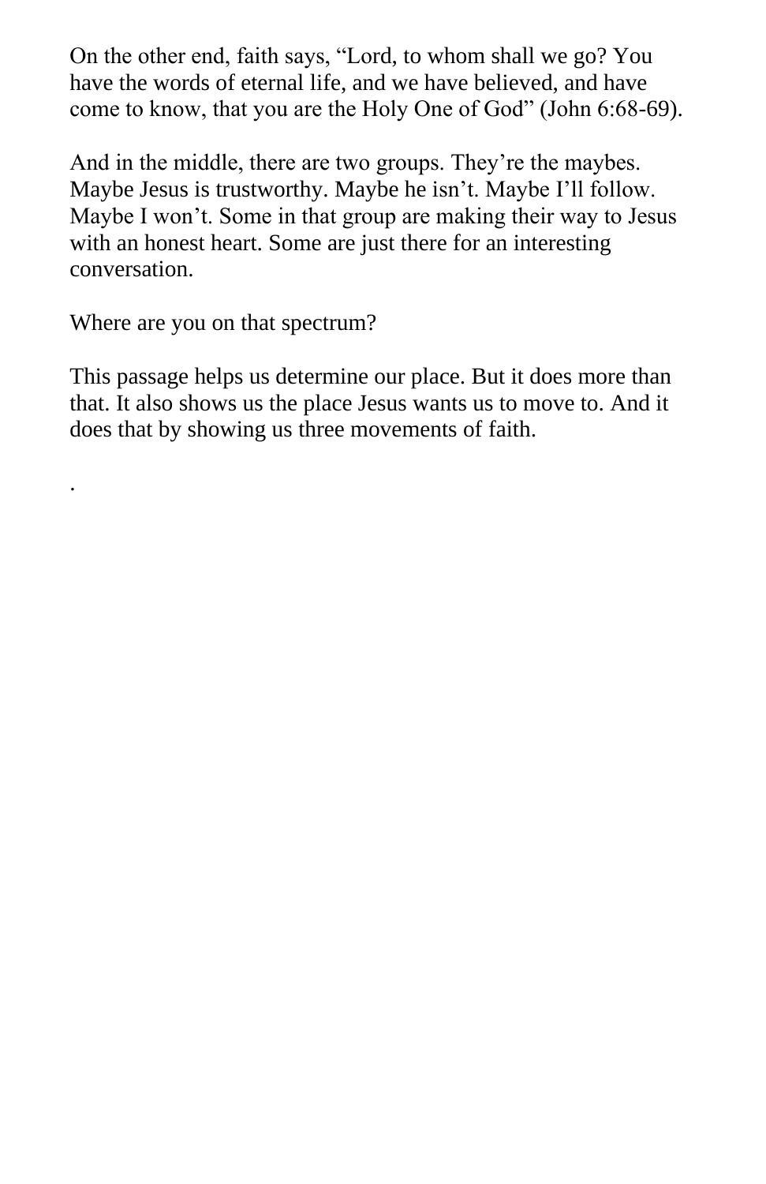On the other end, faith says, “Lord, to whom shall we go? You have the words of eternal life, and we have believed, and have come to know, that you are the Holy One of God” (John 6:68-69).

And in the middle, there are two groups. They’re the maybes. Maybe Jesus is trustworthy. Maybe he isn’t. Maybe I’ll follow. Maybe I won’t. Some in that group are making their way to Jesus with an honest heart. Some are just there for an interesting conversation.

Where are you on that spectrum?

This passage helps us determine our place. But it does more than that. It also shows us the place Jesus wants us to move to. And it does that by showing us three movements of faith.

.